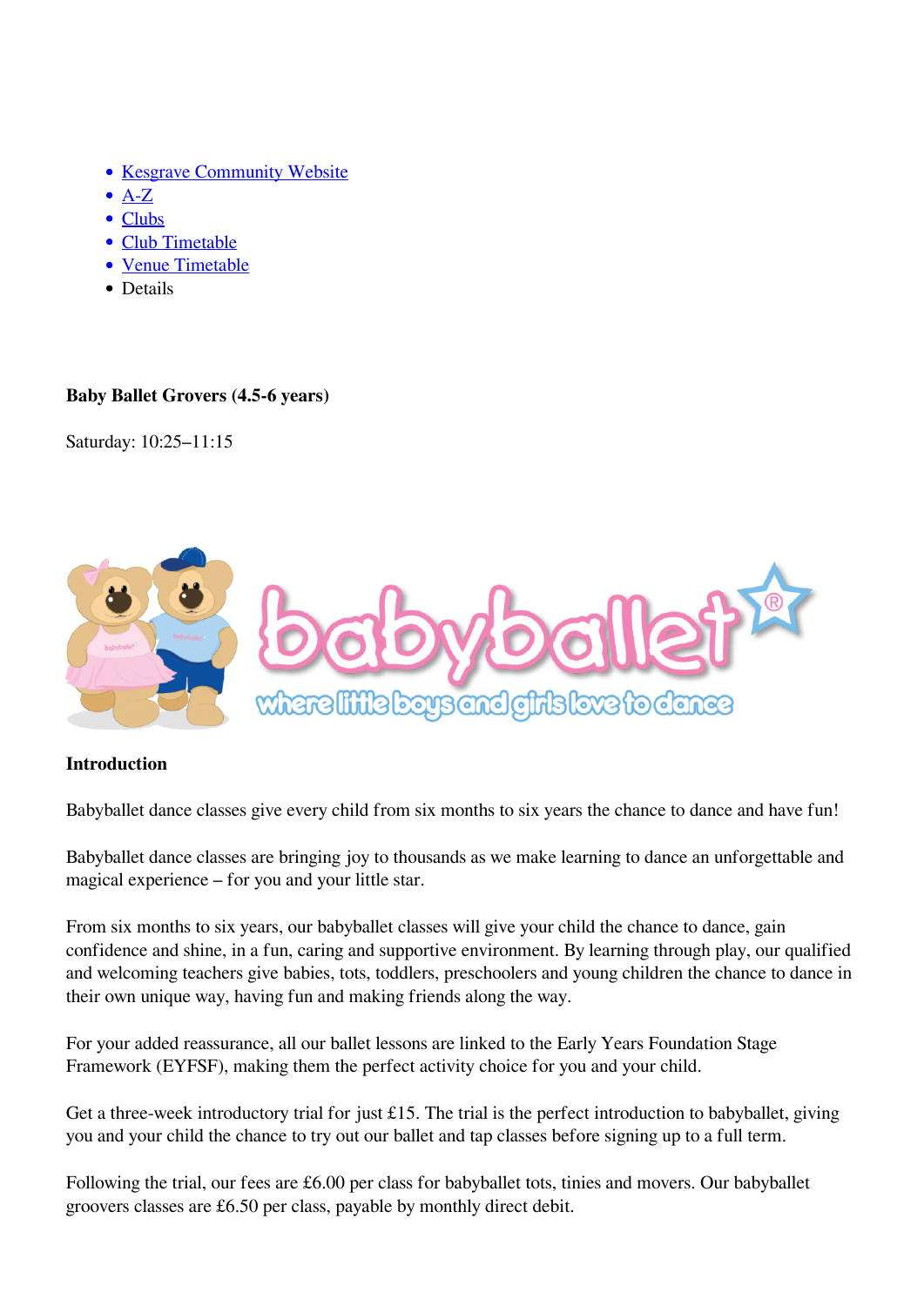- Kesgrave Community Website
- A-Z
- Clubs
- Club Timetable
- Venue Timetable
- Details

**Baby Ballet Grovers (4.5-6 years)**

Saturday: 10:25–11:15

**Introduction**

Babyballet dance classes give every child from six months to six years the chance to dance and have fun!

Babyballet dance classes are bringing joy to thousands as we make learning to dance an unforgettable and magical experience – for you and your little star.

From six months to six years, our babyballet classes will give your child the chance to dance, gain confidence and shine, in a fun, caring and supportive environment. By learning through play, our qualified and welcoming teachers give babies, tots, toddlers, preschoolers and young children the chance to dance in their own unique way, having fun and making friends along the way.

For your added reassurance, all our ballet lessons are linked to the Early Years Foundation Stage Framework (EYFSF), making them the perfect activity choice for you and your child.

Get a three-week introductory trial for just £15. The trial is the perfect introduction to babyballet, giving you and your child the chance to try out our ballet and tap classes before signing up to a full term.

Following the trial, our fees are £6.00 per class for babyballet tots, tinies and movers. Our babyballet groovers classes are £6.50 per class, payable by monthly direct debit.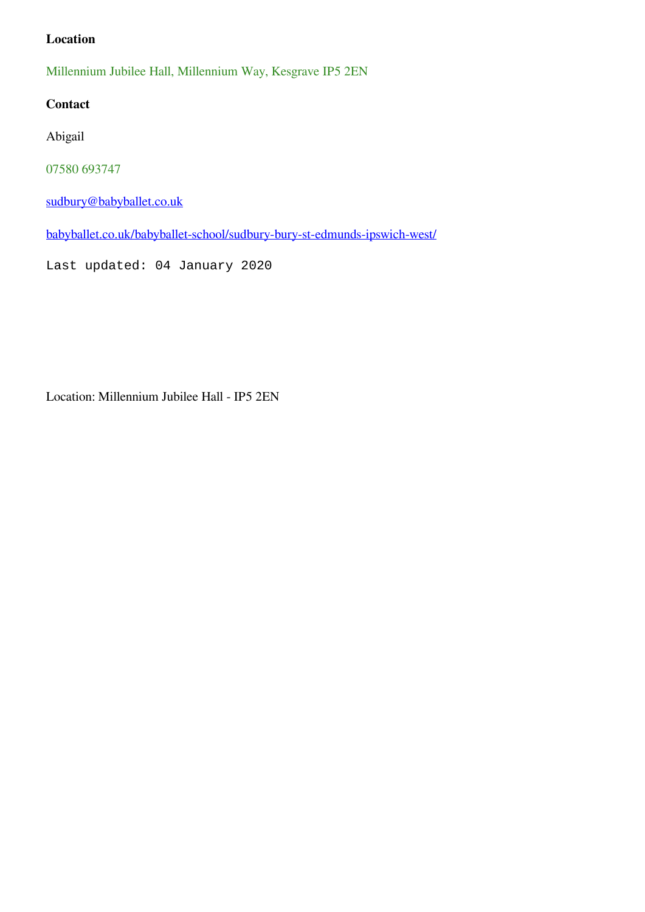**Location**

Millennium Jubilee Hall, Millennium Way, Kesgrave IP5 2EN

**Contact**

Abigail

07580 693747

sudbury@babyballet.co.uk

babyballet.co.uk/babyballet-school/sudbury-bury-st-edmunds-ipswich-west/

```
Last updated: 04 January 2020
```

Location: Millennium Jubilee Hall - IP5 2EN